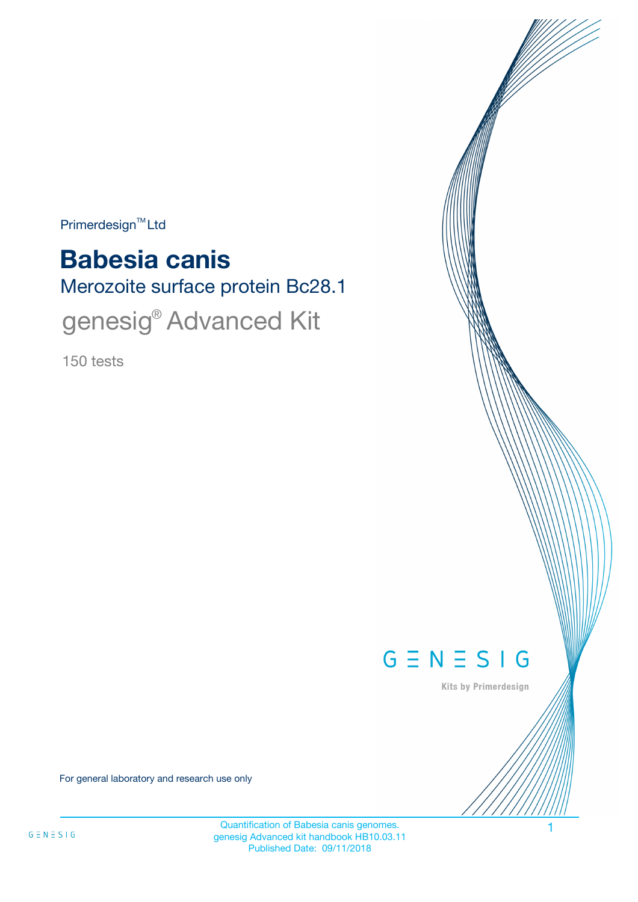Primerdesign™ Ltd

# Babesia canis

## Merozoite surface protein Bc28.1

## genesig® Advanced Kit

150 tests

GENESIG

Kits by Primerdesign

For general laboratory and research use only

Quantification of Babesia canis genomes.
genesig Advanced kit handbook HB10.03.11
Published Date: 09/11/2018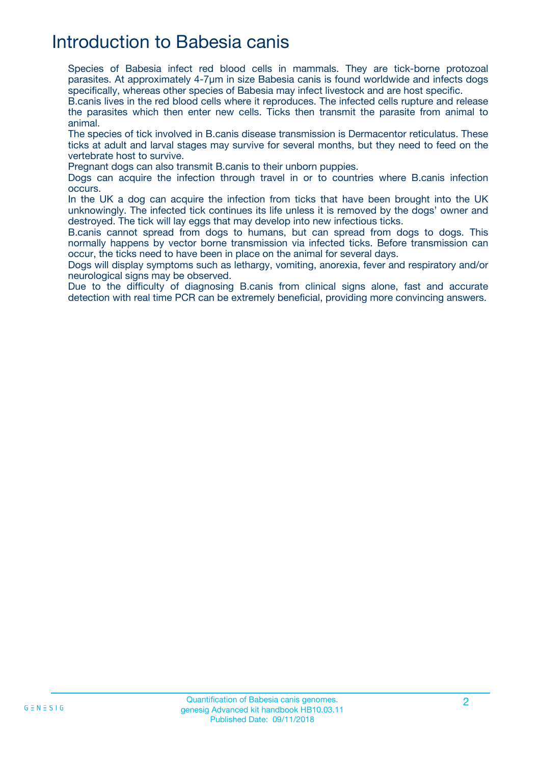# Introduction to Babesia canis

Species of Babesia infect red blood cells in mammals. They are tick-borne protozoal parasites. At approximately 4-7µm in size Babesia canis is found worldwide and infects dogs specifically, whereas other species of Babesia may infect livestock and are host specific.

B.canis lives in the red blood cells where it reproduces. The infected cells rupture and release the parasites which then enter new cells. Ticks then transmit the parasite from animal to animal.

The species of tick involved in B.canis disease transmission is Dermacentor reticulatus. These ticks at adult and larval stages may survive for several months, but they need to feed on the vertebrate host to survive.

Pregnant dogs can also transmit B.canis to their unborn puppies.

Dogs can acquire the infection through travel in or to countries where B.canis infection occurs.

In the UK a dog can acquire the infection from ticks that have been brought into the UK unknowingly. The infected tick continues its life unless it is removed by the dogs' owner and destroyed. The tick will lay eggs that may develop into new infectious ticks.

B.canis cannot spread from dogs to humans, but can spread from dogs to dogs. This normally happens by vector borne transmission via infected ticks. Before transmission can occur, the ticks need to have been in place on the animal for several days.

Dogs will display symptoms such as lethargy, vomiting, anorexia, fever and respiratory and/or neurological signs may be observed.

Due to the difficulty of diagnosing B.canis from clinical signs alone, fast and accurate detection with real time PCR can be extremely beneficial, providing more convincing answers.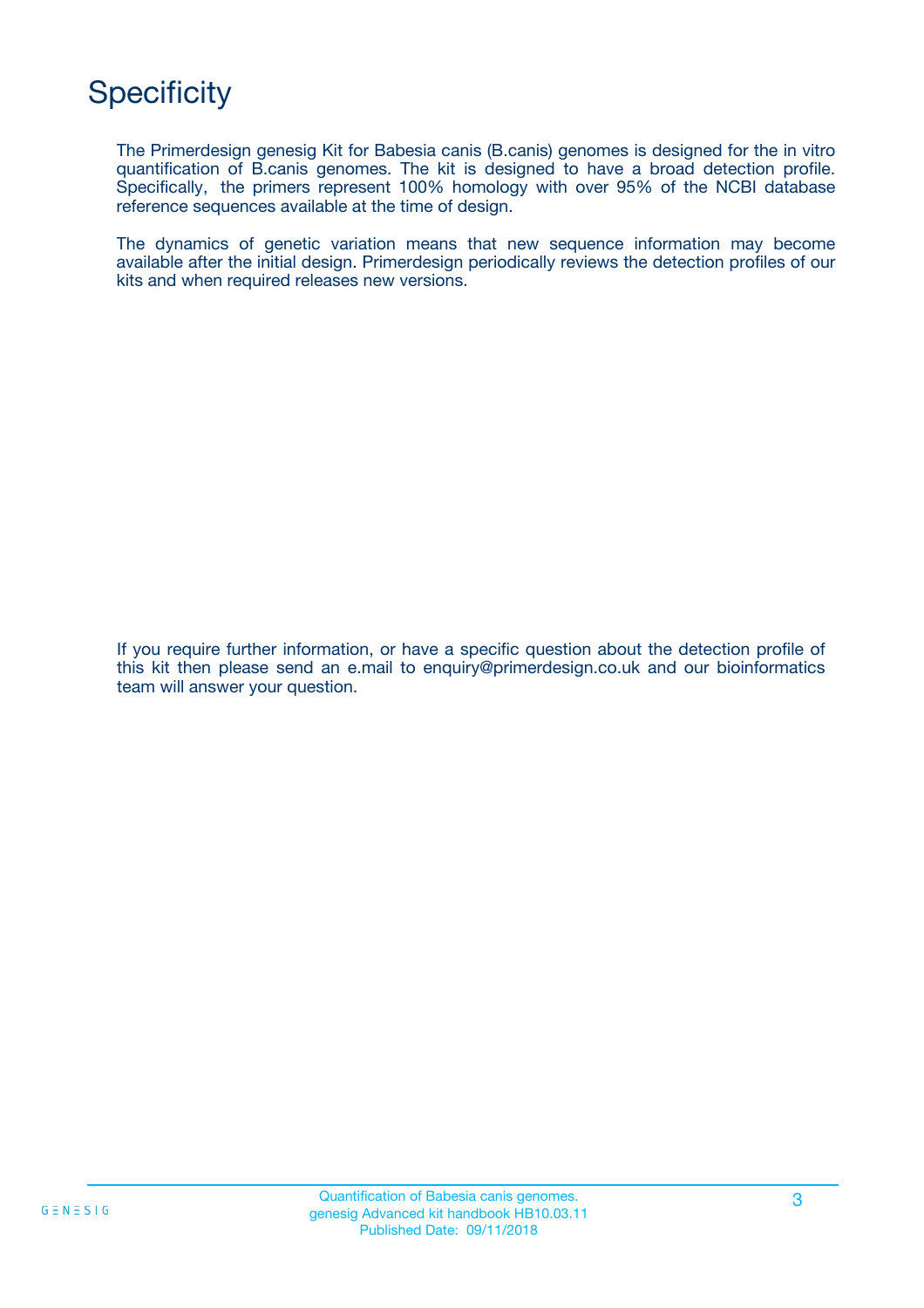# Specificity

The Primerdesign genesig Kit for Babesia canis (B.canis) genomes is designed for the in vitro quantification of B.canis genomes. The kit is designed to have a broad detection profile. Specifically, the primers represent 100% homology with over 95% of the NCBI database reference sequences available at the time of design.

The dynamics of genetic variation means that new sequence information may become available after the initial design. Primerdesign periodically reviews the detection profiles of our kits and when required releases new versions.

If you require further information, or have a specific question about the detection profile of this kit then please send an e.mail to enquiry@primerdesign.co.uk and our bioinformatics team will answer your question.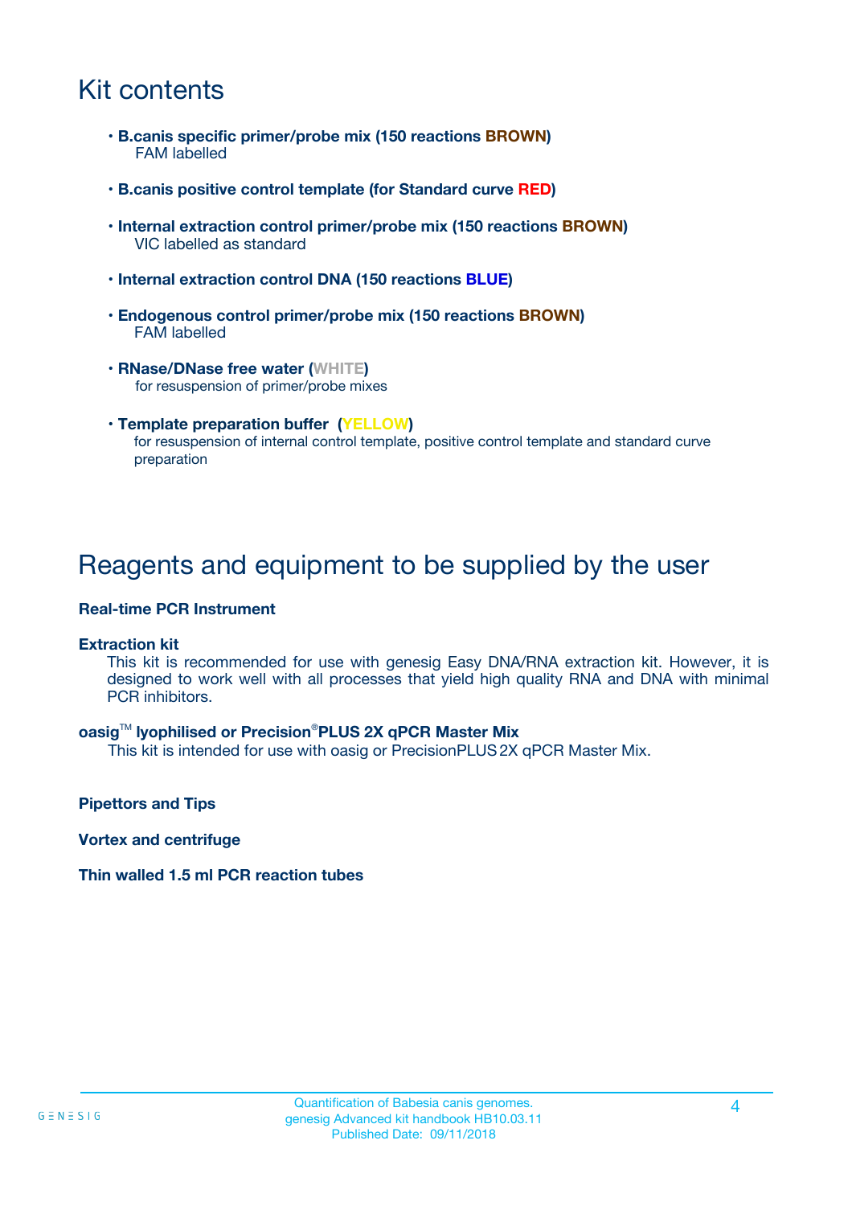# Kit contents

- **B.canis specific primer/probe mix (150 reactions BROWN)**
  FAM labelled
- **B.canis positive control template (for Standard curve RED)**
- **Internal extraction control primer/probe mix (150 reactions BROWN)**
  VIC labelled as standard
- **Internal extraction control DNA (150 reactions BLUE)**
- **Endogenous control primer/probe mix (150 reactions BROWN)**
  FAM labelled
- **RNase/DNase free water (WHITE)**
  for resuspension of primer/probe mixes
- **Template preparation buffer (YELLOW)**
  for resuspension of internal control template, positive control template and standard curve preparation

# Reagents and equipment to be supplied by the user

**Real-time PCR Instrument**

**Extraction kit**

This kit is recommended for use with genesig Easy DNA/RNA extraction kit. However, it is designed to work well with all processes that yield high quality RNA and DNA with minimal PCR inhibitors.

**oasig™ lyophilised or Precision®PLUS 2X qPCR Master Mix**

This kit is intended for use with oasig or PrecisionPLUS 2X qPCR Master Mix.

**Pipettors and Tips**

**Vortex and centrifuge**

**Thin walled 1.5 ml PCR reaction tubes**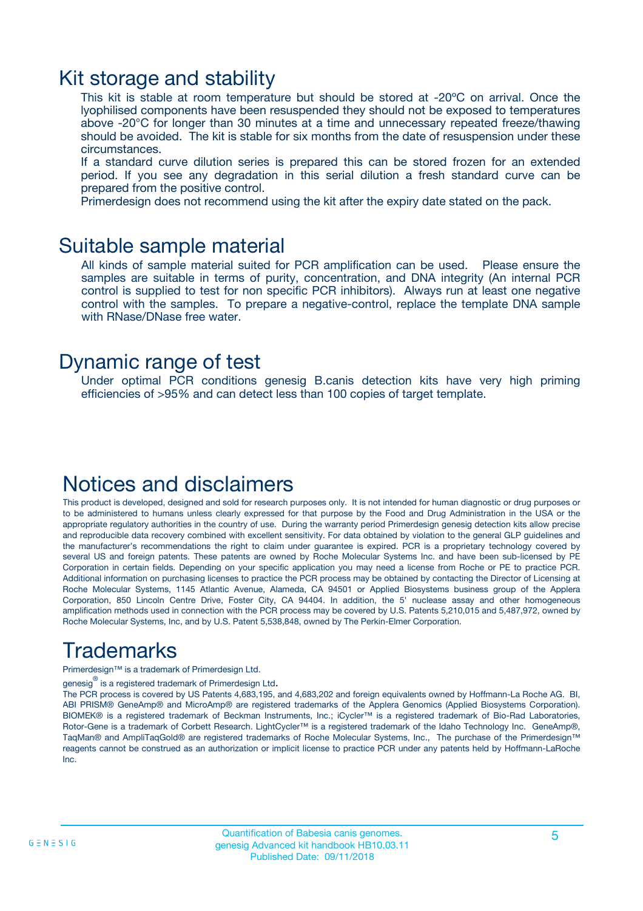## Kit storage and stability

This kit is stable at room temperature but should be stored at -20ºC on arrival. Once the lyophilised components have been resuspended they should not be exposed to temperatures above -20°C for longer than 30 minutes at a time and unnecessary repeated freeze/thawing should be avoided. The kit is stable for six months from the date of resuspension under these circumstances.

If a standard curve dilution series is prepared this can be stored frozen for an extended period. If you see any degradation in this serial dilution a fresh standard curve can be prepared from the positive control.

Primerdesign does not recommend using the kit after the expiry date stated on the pack.

## Suitable sample material

All kinds of sample material suited for PCR amplification can be used. Please ensure the samples are suitable in terms of purity, concentration, and DNA integrity (An internal PCR control is supplied to test for non specific PCR inhibitors). Always run at least one negative control with the samples. To prepare a negative-control, replace the template DNA sample with RNase/DNase free water.

## Dynamic range of test

Under optimal PCR conditions genesig B.canis detection kits have very high priming efficiencies of >95% and can detect less than 100 copies of target template.

## Notices and disclaimers

This product is developed, designed and sold for research purposes only. It is not intended for human diagnostic or drug purposes or to be administered to humans unless clearly expressed for that purpose by the Food and Drug Administration in the USA or the appropriate regulatory authorities in the country of use. During the warranty period Primerdesign genesig detection kits allow precise and reproducible data recovery combined with excellent sensitivity. For data obtained by violation to the general GLP guidelines and the manufacturer's recommendations the right to claim under guarantee is expired. PCR is a proprietary technology covered by several US and foreign patents. These patents are owned by Roche Molecular Systems Inc. and have been sub-licensed by PE Corporation in certain fields. Depending on your specific application you may need a license from Roche or PE to practice PCR. Additional information on purchasing licenses to practice the PCR process may be obtained by contacting the Director of Licensing at Roche Molecular Systems, 1145 Atlantic Avenue, Alameda, CA 94501 or Applied Biosystems business group of the Applera Corporation, 850 Lincoln Centre Drive, Foster City, CA 94404. In addition, the 5' nuclease assay and other homogeneous amplification methods used in connection with the PCR process may be covered by U.S. Patents 5,210,015 and 5,487,972, owned by Roche Molecular Systems, Inc, and by U.S. Patent 5,538,848, owned by The Perkin-Elmer Corporation.

## Trademarks

Primerdesign™ is a trademark of Primerdesign Ltd.

genesig® is a registered trademark of Primerdesign Ltd.

The PCR process is covered by US Patents 4,683,195, and 4,683,202 and foreign equivalents owned by Hoffmann-La Roche AG. BI, ABI PRISM® GeneAmp® and MicroAmp® are registered trademarks of the Applera Genomics (Applied Biosystems Corporation). BIOMEK® is a registered trademark of Beckman Instruments, Inc.; iCycler™ is a registered trademark of Bio-Rad Laboratories, Rotor-Gene is a trademark of Corbett Research. LightCycler™ is a registered trademark of the Idaho Technology Inc. GeneAmp®, TaqMan® and AmpliTaqGold® are registered trademarks of Roche Molecular Systems, Inc., The purchase of the Primerdesign™ reagents cannot be construed as an authorization or implicit license to practice PCR under any patents held by Hoffmann-LaRoche Inc.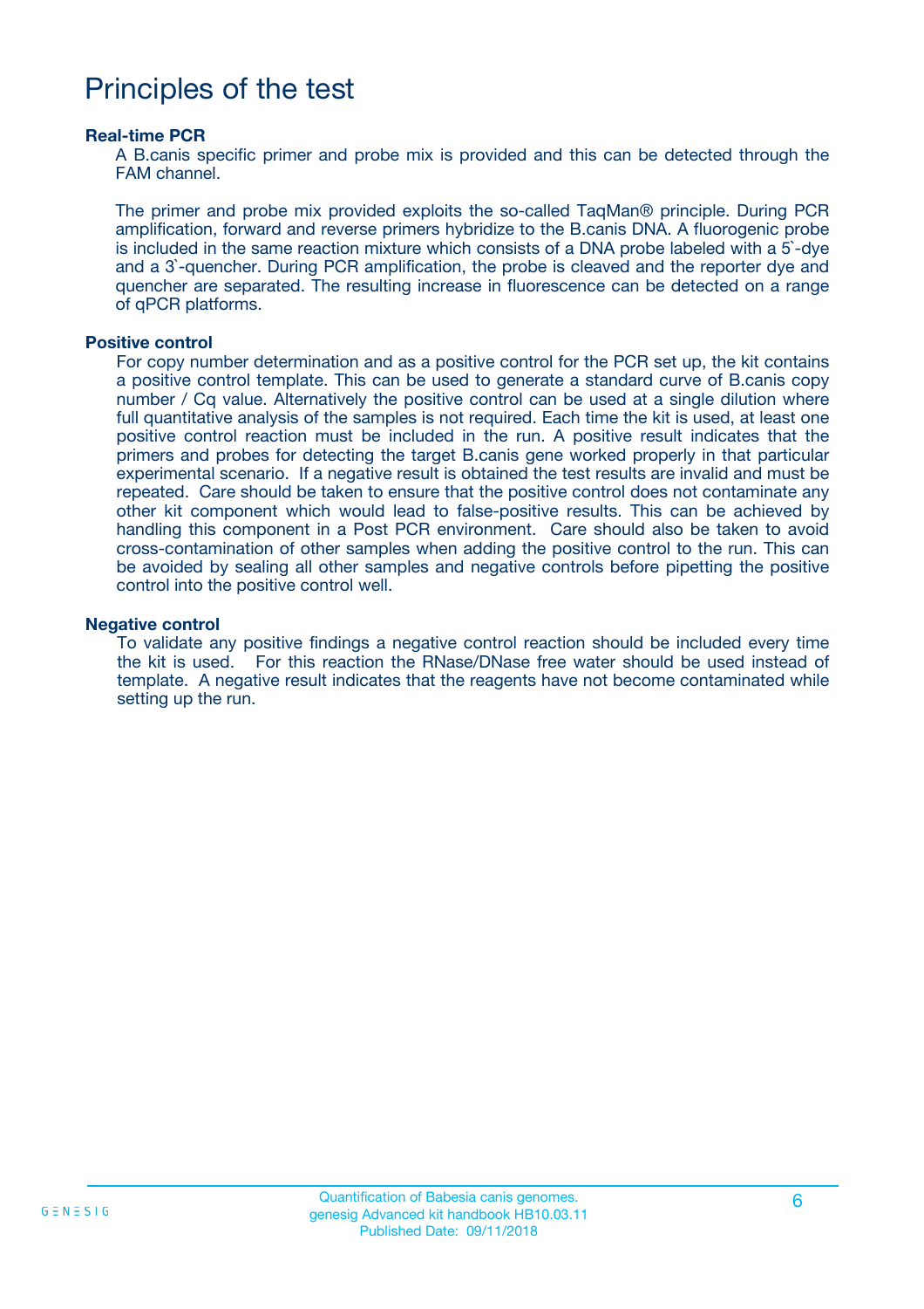# Principles of the test

### Real-time PCR

A B.canis specific primer and probe mix is provided and this can be detected through the FAM channel.

The primer and probe mix provided exploits the so-called TaqMan® principle. During PCR amplification, forward and reverse primers hybridize to the B.canis DNA. A fluorogenic probe is included in the same reaction mixture which consists of a DNA probe labeled with a 5`-dye and a 3`-quencher. During PCR amplification, the probe is cleaved and the reporter dye and quencher are separated. The resulting increase in fluorescence can be detected on a range of qPCR platforms.

### Positive control

For copy number determination and as a positive control for the PCR set up, the kit contains a positive control template. This can be used to generate a standard curve of B.canis copy number / Cq value. Alternatively the positive control can be used at a single dilution where full quantitative analysis of the samples is not required. Each time the kit is used, at least one positive control reaction must be included in the run. A positive result indicates that the primers and probes for detecting the target B.canis gene worked properly in that particular experimental scenario. If a negative result is obtained the test results are invalid and must be repeated. Care should be taken to ensure that the positive control does not contaminate any other kit component which would lead to false-positive results. This can be achieved by handling this component in a Post PCR environment. Care should also be taken to avoid cross-contamination of other samples when adding the positive control to the run. This can be avoided by sealing all other samples and negative controls before pipetting the positive control into the positive control well.

### Negative control

To validate any positive findings a negative control reaction should be included every time the kit is used. For this reaction the RNase/DNase free water should be used instead of template. A negative result indicates that the reagents have not become contaminated while setting up the run.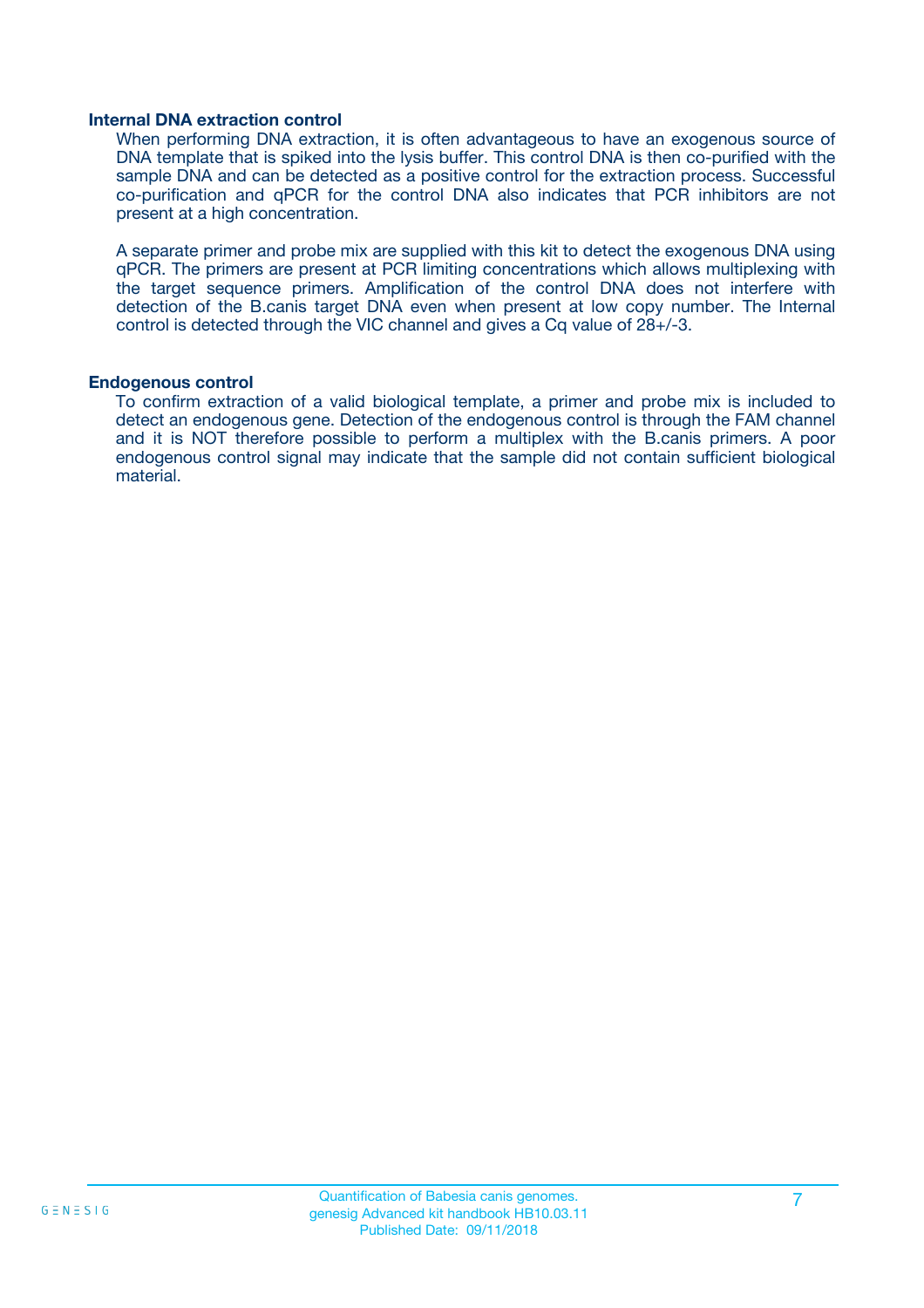### Internal DNA extraction control

When performing DNA extraction, it is often advantageous to have an exogenous source of DNA template that is spiked into the lysis buffer. This control DNA is then co-purified with the sample DNA and can be detected as a positive control for the extraction process. Successful co-purification and qPCR for the control DNA also indicates that PCR inhibitors are not present at a high concentration.

A separate primer and probe mix are supplied with this kit to detect the exogenous DNA using qPCR. The primers are present at PCR limiting concentrations which allows multiplexing with the target sequence primers. Amplification of the control DNA does not interfere with detection of the B.canis target DNA even when present at low copy number. The Internal control is detected through the VIC channel and gives a Cq value of 28+/-3.

### Endogenous control

To confirm extraction of a valid biological template, a primer and probe mix is included to detect an endogenous gene. Detection of the endogenous control is through the FAM channel and it is NOT therefore possible to perform a multiplex with the B.canis primers. A poor endogenous control signal may indicate that the sample did not contain sufficient biological material.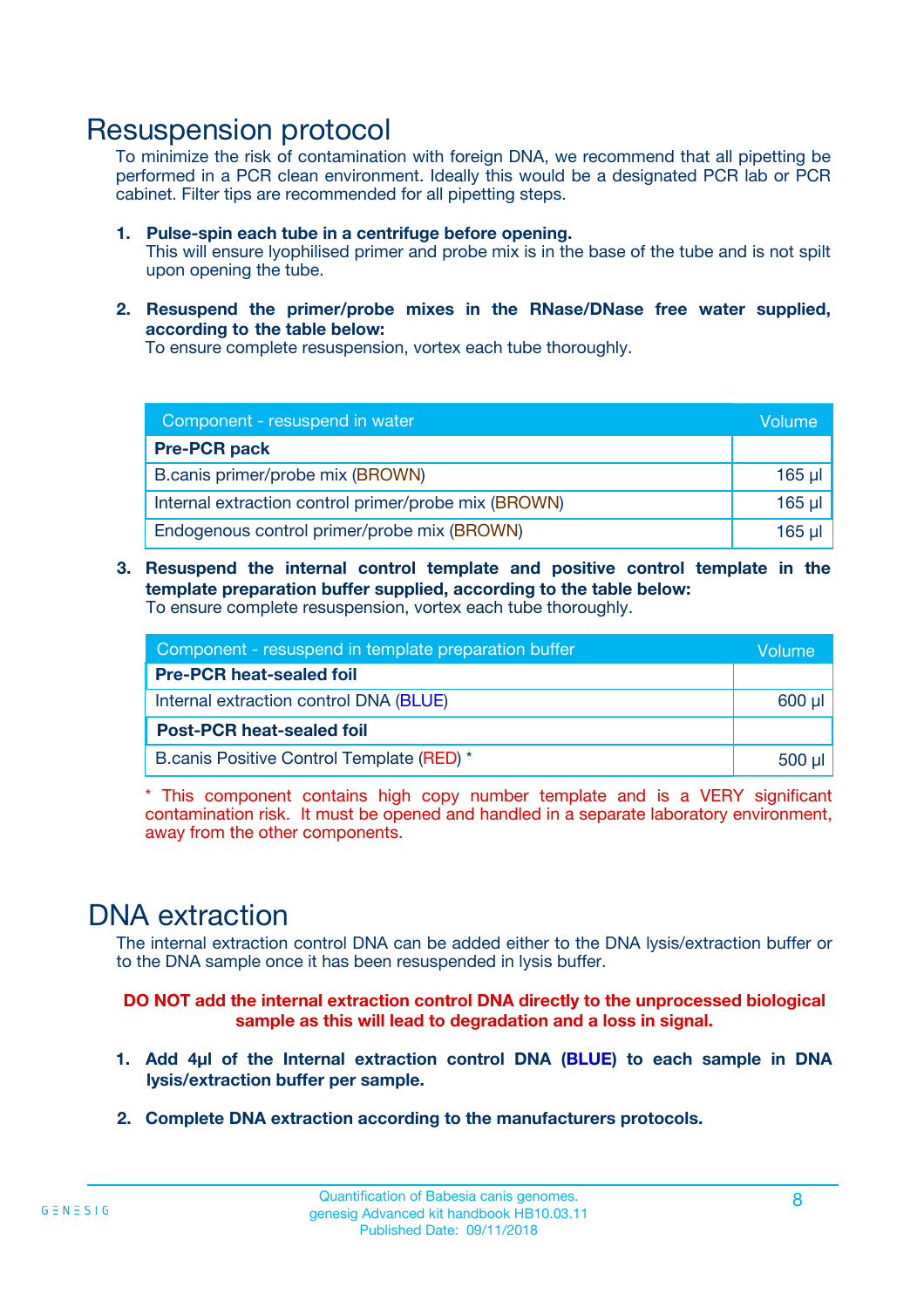# Resuspension protocol

To minimize the risk of contamination with foreign DNA, we recommend that all pipetting be performed in a PCR clean environment. Ideally this would be a designated PCR lab or PCR cabinet. Filter tips are recommended for all pipetting steps.

1. **Pulse-spin each tube in a centrifuge before opening.**
   This will ensure lyophilised primer and probe mix is in the base of the tube and is not spilt upon opening the tube.

2. **Resuspend the primer/probe mixes in the RNase/DNase free water supplied, according to the table below:**
   To ensure complete resuspension, vortex each tube thoroughly.

| Component - resuspend in water | Volume |
|---|---|
| **Pre-PCR pack** | |
| B.canis primer/probe mix (BROWN) | 165 µl |
| Internal extraction control primer/probe mix (BROWN) | 165 µl |
| Endogenous control primer/probe mix (BROWN) | 165 µl |

3. **Resuspend the internal control template and positive control template in the template preparation buffer supplied, according to the table below:**
   To ensure complete resuspension, vortex each tube thoroughly.

| Component - resuspend in template preparation buffer | Volume |
|---|---|
| **Pre-PCR heat-sealed foil** | |
| Internal extraction control DNA (BLUE) | 600 µl |
| **Post-PCR heat-sealed foil** | |
| B.canis Positive Control Template (RED) * | 500 µl |

\* This component contains high copy number template and is a VERY significant contamination risk. It must be opened and handled in a separate laboratory environment, away from the other components.

# DNA extraction

The internal extraction control DNA can be added either to the DNA lysis/extraction buffer or to the DNA sample once it has been resuspended in lysis buffer.

**DO NOT add the internal extraction control DNA directly to the unprocessed biological sample as this will lead to degradation and a loss in signal.**

1. **Add 4µl of the Internal extraction control DNA (BLUE) to each sample in DNA lysis/extraction buffer per sample.**

2. **Complete DNA extraction according to the manufacturers protocols.**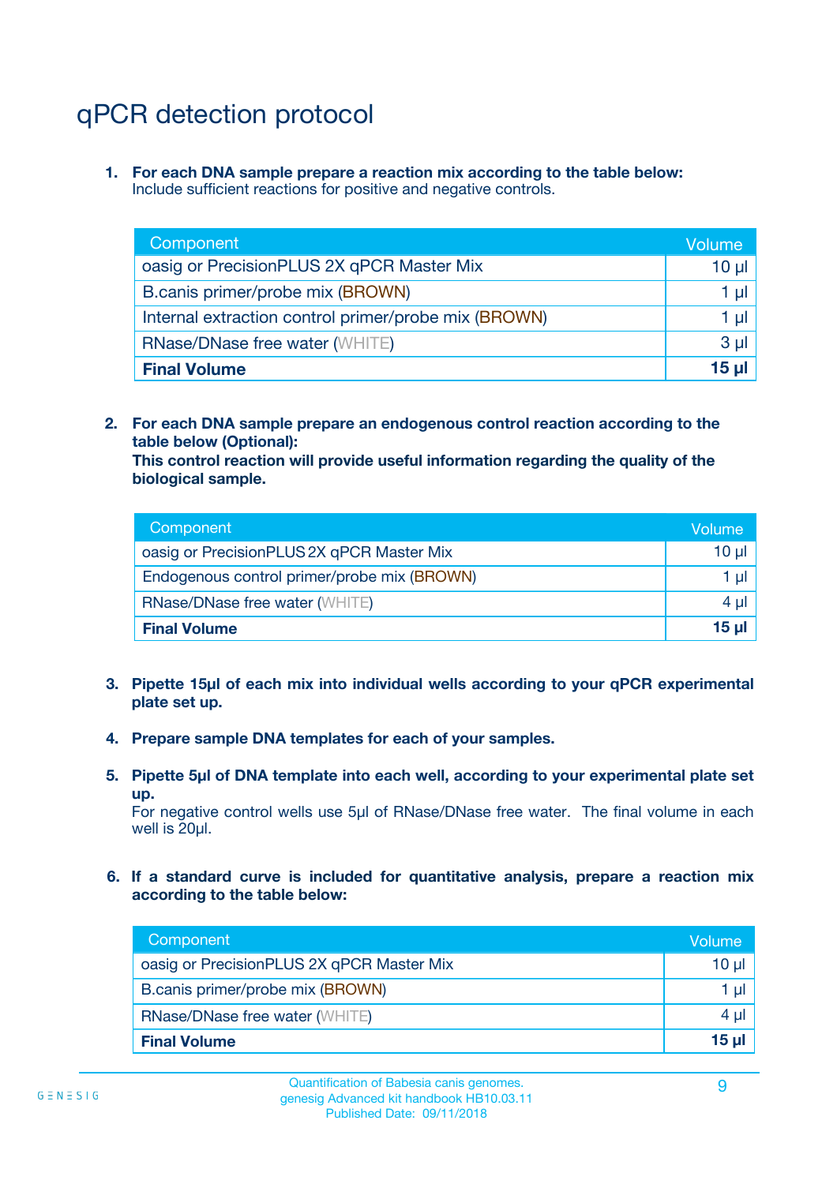# qPCR detection protocol

1. **For each DNA sample prepare a reaction mix according to the table below:**
   Include sufficient reactions for positive and negative controls.

| Component | Volume |
|---|---|
| oasig or PrecisionPLUS 2X qPCR Master Mix | 10 µl |
| B.canis primer/probe mix (BROWN) | 1 µl |
| Internal extraction control primer/probe mix (BROWN) | 1 µl |
| RNase/DNase free water (WHITE) | 3 µl |
| **Final Volume** | **15 µl** |

2. **For each DNA sample prepare an endogenous control reaction according to the table below (Optional):**
   **This control reaction will provide useful information regarding the quality of the biological sample.**

| Component | Volume |
|---|---|
| oasig or PrecisionPLUS 2X qPCR Master Mix | 10 µl |
| Endogenous control primer/probe mix (BROWN) | 1 µl |
| RNase/DNase free water (WHITE) | 4 µl |
| **Final Volume** | **15 µl** |

3. **Pipette 15µl of each mix into individual wells according to your qPCR experimental plate set up.**

4. **Prepare sample DNA templates for each of your samples.**

5. **Pipette 5µl of DNA template into each well, according to your experimental plate set up.**
   For negative control wells use 5µl of RNase/DNase free water. The final volume in each well is 20µl.

6. **If a standard curve is included for quantitative analysis, prepare a reaction mix according to the table below:**

| Component | Volume |
|---|---|
| oasig or PrecisionPLUS 2X qPCR Master Mix | 10 µl |
| B.canis primer/probe mix (BROWN) | 1 µl |
| RNase/DNase free water (WHITE) | 4 µl |
| **Final Volume** | **15 µl** |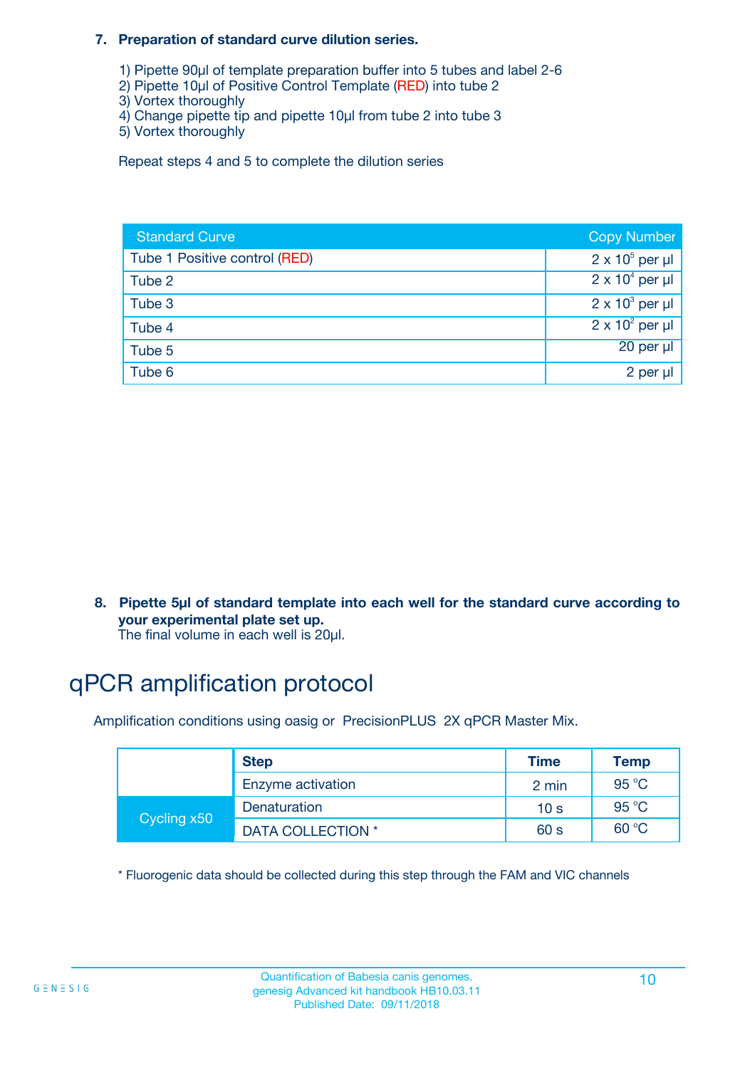**7. Preparation of standard curve dilution series.**

1) Pipette 90µl of template preparation buffer into 5 tubes and label 2-6
2) Pipette 10µl of Positive Control Template (RED) into tube 2
3) Vortex thoroughly
4) Change pipette tip and pipette 10µl from tube 2 into tube 3
5) Vortex thoroughly

Repeat steps 4 and 5 to complete the dilution series

| Standard Curve | Copy Number |
|---|---|
| Tube 1 Positive control (RED) | $2 \times 10^5$ per µl |
| Tube 2 | $2 \times 10^4$ per µl |
| Tube 3 | $2 \times 10^3$ per µl |
| Tube 4 | $2 \times 10^2$ per µl |
| Tube 5 | 20 per µl |
| Tube 6 | 2 per µl |

**8. Pipette 5µl of standard template into each well for the standard curve according to your experimental plate set up.**
The final volume in each well is 20µl.

# qPCR amplification protocol

Amplification conditions using oasig or PrecisionPLUS 2X qPCR Master Mix.

| | Step | Time | Temp |
|---|---|---|---|
| | Enzyme activation | 2 min | 95 °C |
| Cycling x50 | Denaturation | 10 s | 95 °C |
| | DATA COLLECTION * | 60 s | 60 °C |

* Fluorogenic data should be collected during this step through the FAM and VIC channels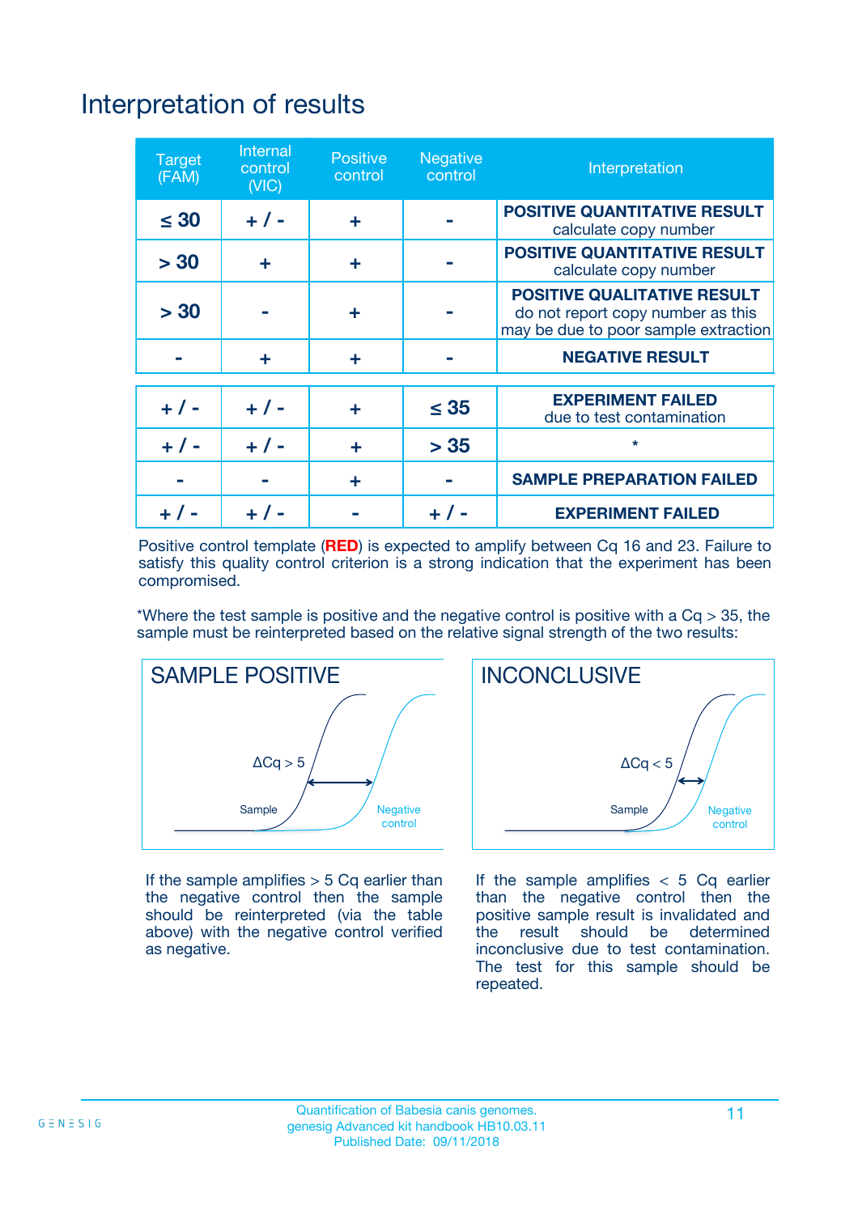# Interpretation of results

| Target (FAM) | Internal control (VIC) | Positive control | Negative control | Interpretation |
|---|---|---|---|---|
| ≤ 30 | + / - | + | - | **POSITIVE QUANTITATIVE RESULT** calculate copy number |
| > 30 | + | + | - | **POSITIVE QUANTITATIVE RESULT** calculate copy number |
| > 30 | - | + | - | **POSITIVE QUALITATIVE RESULT** do not report copy number as this may be due to poor sample extraction |
| - | + | + | - | **NEGATIVE RESULT** |
| + / - | + / - | + | ≤ 35 | **EXPERIMENT FAILED** due to test contamination |
| + / - | + / - | + | > 35 | * |
| - | - | + | - | **SAMPLE PREPARATION FAILED** |
| + / - | + / - | - | + / - | **EXPERIMENT FAILED** |

Positive control template (**RED**) is expected to amplify between Cq 16 and 23. Failure to satisfy this quality control criterion is a strong indication that the experiment has been compromised.

*Where the test sample is positive and the negative control is positive with a Cq > 35, the sample must be reinterpreted based on the relative signal strength of the two results:

**SAMPLE POSITIVE**

ΔCq > 5

Sample — Negative control

If the sample amplifies > 5 Cq earlier than the negative control then the sample should be reinterpreted (via the table above) with the negative control verified as negative.

**INCONCLUSIVE**

ΔCq < 5

Sample — Negative control

If the sample amplifies < 5 Cq earlier than the negative control then the positive sample result is invalidated and the result should be determined inconclusive due to test contamination. The test for this sample should be repeated.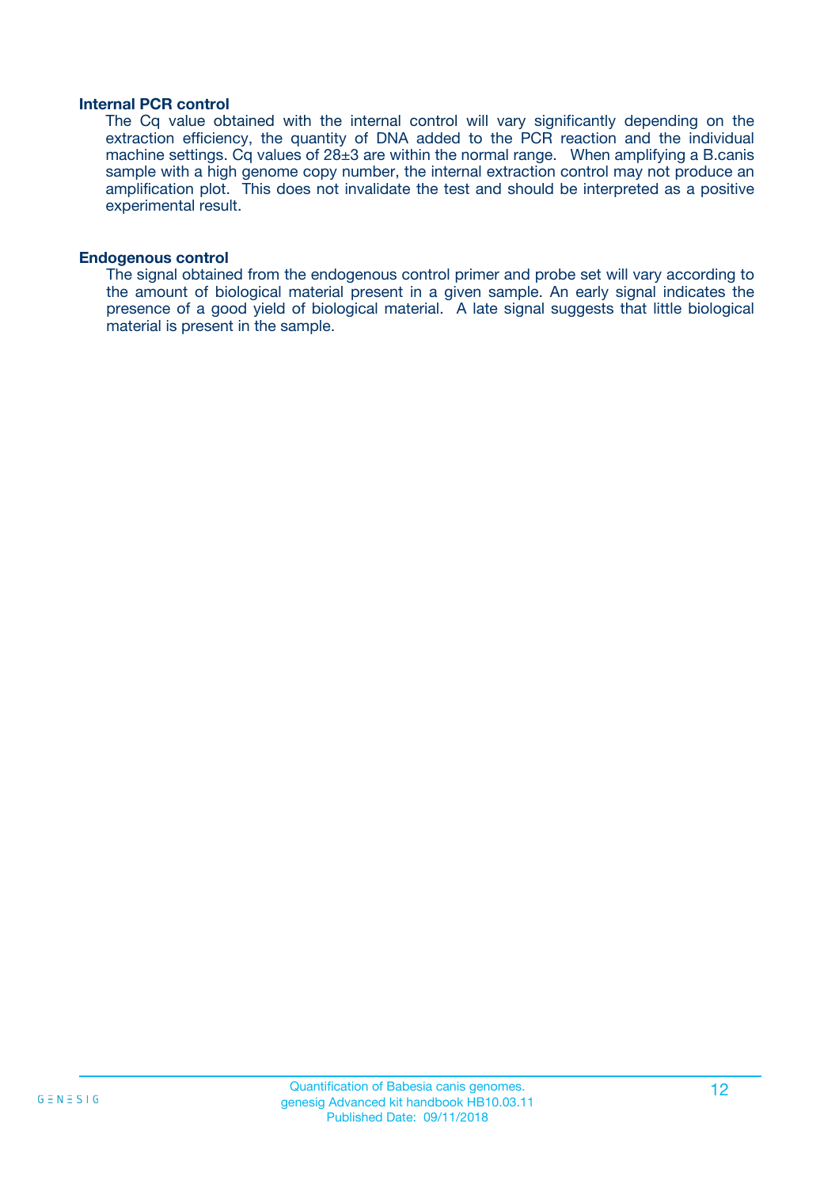### Internal PCR control

The Cq value obtained with the internal control will vary significantly depending on the extraction efficiency, the quantity of DNA added to the PCR reaction and the individual machine settings. Cq values of 28±3 are within the normal range. When amplifying a B.canis sample with a high genome copy number, the internal extraction control may not produce an amplification plot. This does not invalidate the test and should be interpreted as a positive experimental result.

### Endogenous control

The signal obtained from the endogenous control primer and probe set will vary according to the amount of biological material present in a given sample. An early signal indicates the presence of a good yield of biological material. A late signal suggests that little biological material is present in the sample.